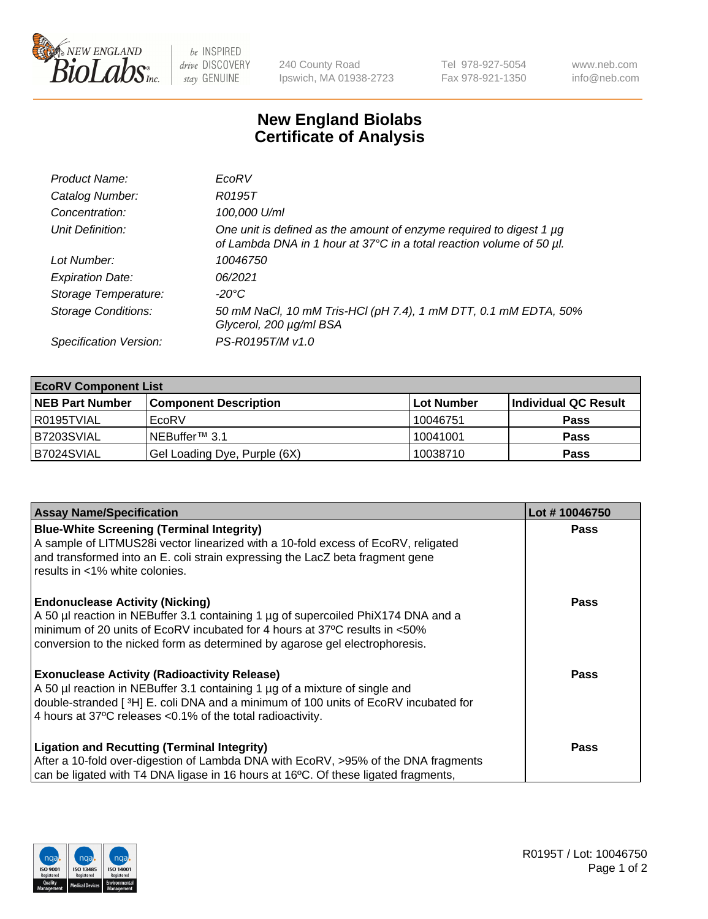# New England Biolabs Certificate of Analysis

| | |
|---|---|
| *Product Name:* | *EcoRV* |
| *Catalog Number:* | *R0195T* |
| *Concentration:* | *100,000 U/ml* |
| *Unit Definition:* | *One unit is defined as the amount of enzyme required to digest 1 µg of Lambda DNA in 1 hour at 37°C in a total reaction volume of 50 µl.* |
| *Lot Number:* | *10046750* |
| *Expiration Date:* | *06/2021* |
| *Storage Temperature:* | *-20°C* |
| *Storage Conditions:* | *50 mM NaCl, 10 mM Tris-HCl (pH 7.4), 1 mM DTT, 0.1 mM EDTA, 50% Glycerol, 200 µg/ml BSA* |
| *Specification Version:* | *PS-R0195T/M v1.0* |

| **EcoRV Component List** | | | |
|---|---|---|---|
| **NEB Part Number** | **Component Description** | **Lot Number** | **Individual QC Result** |
| R0195TVIAL | EcoRV | 10046751 | **Pass** |
| B7203SVIAL | NEBuffer™ 3.1 | 10041001 | **Pass** |
| B7024SVIAL | Gel Loading Dye, Purple (6X) | 10038710 | **Pass** |

| **Assay Name/Specification** | **Lot # 10046750** |
|---|---|
| **Blue-White Screening (Terminal Integrity)**<br>A sample of LITMUS28i vector linearized with a 10-fold excess of EcoRV, religated and transformed into an E. coli strain expressing the LacZ beta fragment gene results in <1% white colonies. | **Pass** |
| **Endonuclease Activity (Nicking)**<br>A 50 µl reaction in NEBuffer 3.1 containing 1 µg of supercoiled PhiX174 DNA and a minimum of 20 units of EcoRV incubated for 4 hours at 37ºC results in <50% conversion to the nicked form as determined by agarose gel electrophoresis. | **Pass** |
| **Exonuclease Activity (Radioactivity Release)**<br>A 50 µl reaction in NEBuffer 3.1 containing 1 µg of a mixture of single and double-stranded [$^{3}$H] E. coli DNA and a minimum of 100 units of EcoRV incubated for 4 hours at 37ºC releases <0.1% of the total radioactivity. | **Pass** |
| **Ligation and Recutting (Terminal Integrity)**<br>After a 10-fold over-digestion of Lambda DNA with EcoRV, >95% of the DNA fragments can be ligated with T4 DNA ligase in 16 hours at 16ºC. Of these ligated fragments, | **Pass** |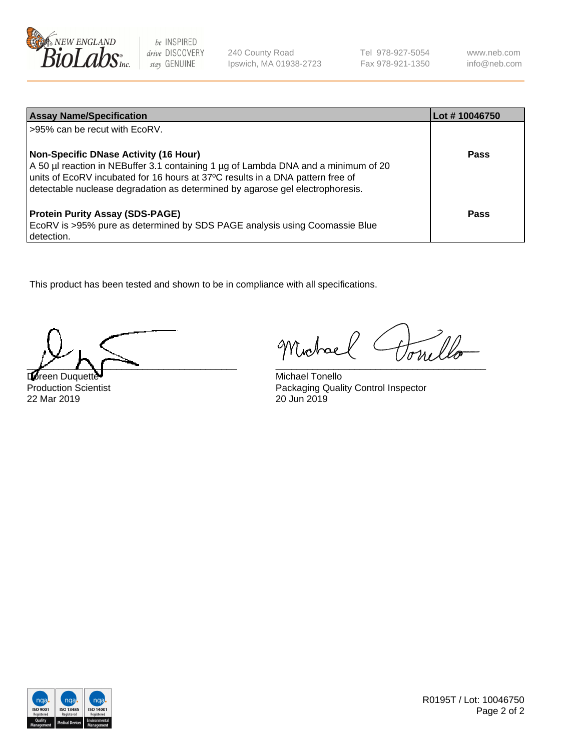New England BioLabs Inc. — be INSPIRED drive DISCOVERY stay GENUINE

240 County Road
Ipswich, MA 01938-2723

Tel 978-927-5054
Fax 978-921-1350

www.neb.com
info@neb.com

| Assay Name/Specification | Lot # 10046750 |
|---|---|
| >95% can be recut with EcoRV. | |
| **Non-Specific DNase Activity (16 Hour)**<br>A 50 µl reaction in NEBuffer 3.1 containing 1 µg of Lambda DNA and a minimum of 20 units of EcoRV incubated for 16 hours at 37ºC results in a DNA pattern free of detectable nuclease degradation as determined by agarose gel electrophoresis. | **Pass** |
| **Protein Purity Assay (SDS-PAGE)**<br>EcoRV is >95% pure as determined by SDS PAGE analysis using Coomassie Blue detection. | **Pass** |

This product has been tested and shown to be in compliance with all specifications.

Doreen Duquette
Production Scientist
22 Mar 2019

Michael Tonello
Packaging Quality Control Inspector
20 Jun 2019

R0195T / Lot: 10046750